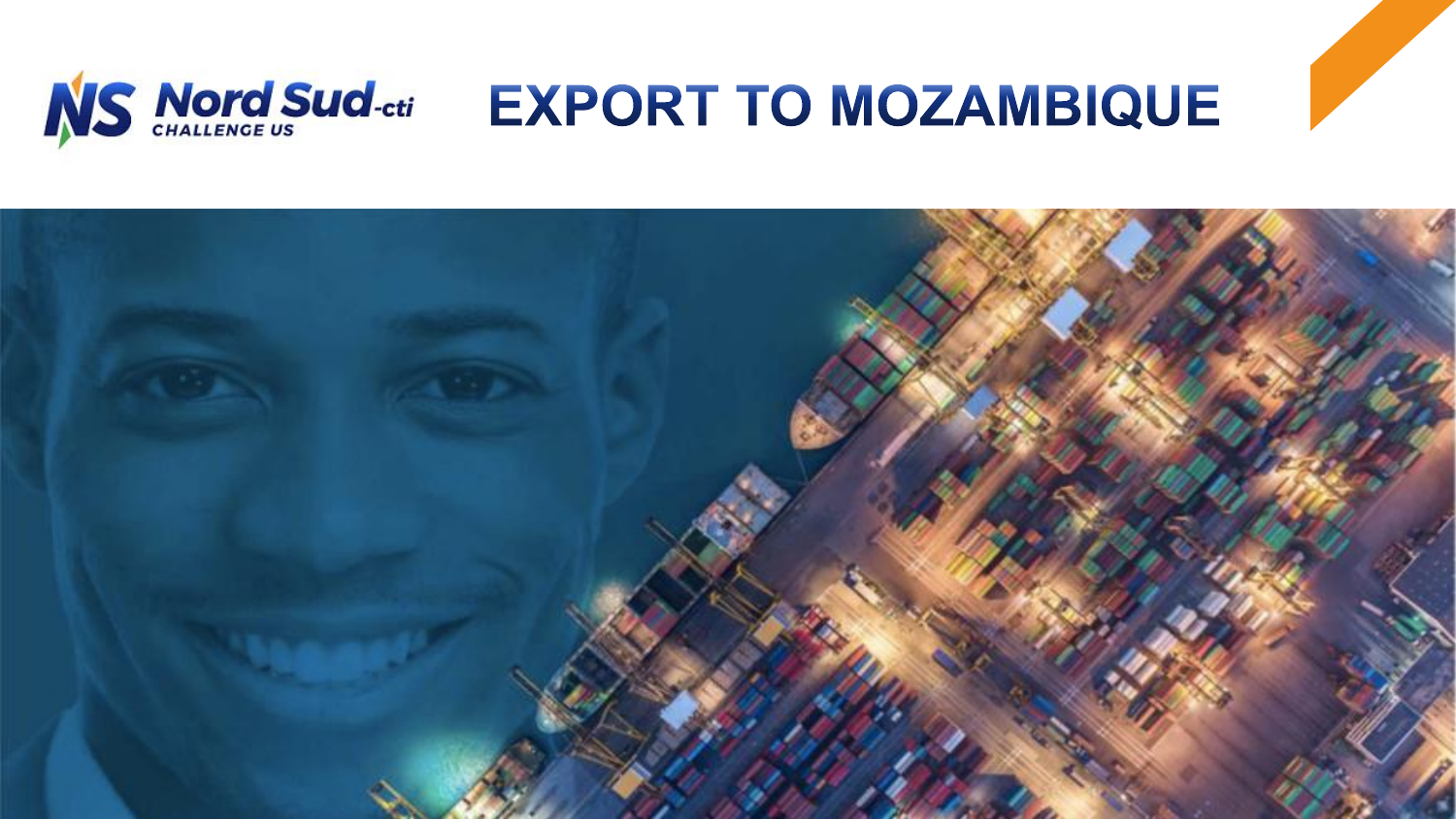# EXPORT TO MOZAMBIQUE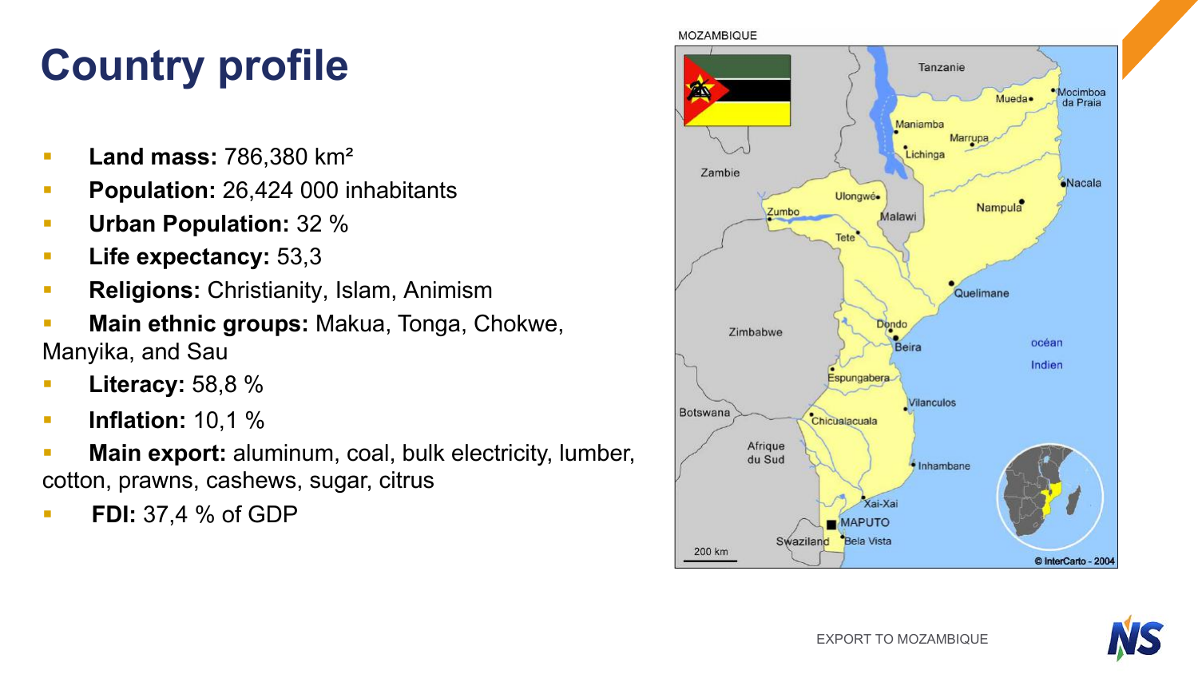# Country profile

- **Land mass:** 786,380 km²
- **Population:** 26,424 000 inhabitants
- **Urban Population:** 32 %
- **Life expectancy:** 53,3
- **Religions:** Christianity, Islam, Animism
- **Main ethnic groups:** Makua, Tonga, Chokwe, Manyika, and Sau
- **Literacy:** 58,8 %
- **Inflation:** 10,1 %
- **Main export:** aluminum, coal, bulk electricity, lumber, cotton, prawns, cashews, sugar, citrus
- **FDI:** 37,4 % of GDP

MOZAMBIQUE

Tanzanie, Mocimboa da Praia, Mueda, Maniamba, Marrupa, Lichinga, Nacala, Zambie, Ulongwé, Nampula, Zumbo, Malawi, Tete, Quelimane, Zimbabwe, Dondo, Beira, océan Indien, Espungabera, Vilanculos, Botswana, Chicualacuala, Afrique du Sud, Inhambane, Xai-Xai, MAPUTO, Swaziland, Bela Vista, 200 km, © InterCarto - 2004

EXPORT TO MOZAMBIQUE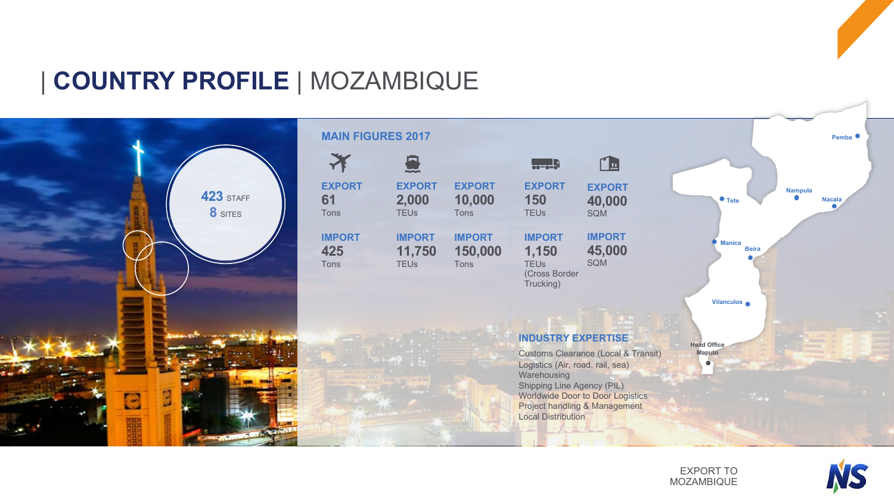# COUNTRY PROFILE | MOZAMBIQUE

**423** STAFF
**8** SITES

## MAIN FIGURES 2017

| Air | Sea | Sea | Road | Warehouse |
|---|---|---|---|---|
| **EXPORT** 61 Tons | **EXPORT** 2,000 TEUs | **EXPORT** 10,000 Tons | **EXPORT** 150 TEUs | **EXPORT** 40,000 SQM |
| **IMPORT** 425 Tons | **IMPORT** 11,750 TEUs | **IMPORT** 150,000 Tons | **IMPORT** 1,150 TEUs (Cross Border Trucking) | **IMPORT** 45,000 SQM |

## INDUSTRY EXPERTISE

- Customs Clearance (Local & Transit)
- Logistics (Air, road, rail, sea)
- Warehousing
- Shipping Line Agency (PIL)
- Worldwide Door to Door Logistics
- Project handling & Management
- Local Distribution

Pemba, Nampula, Nacala, Tete, Manica, Beira, Vilanculos, Head Office Maputo

EXPORT TO MOZAMBIQUE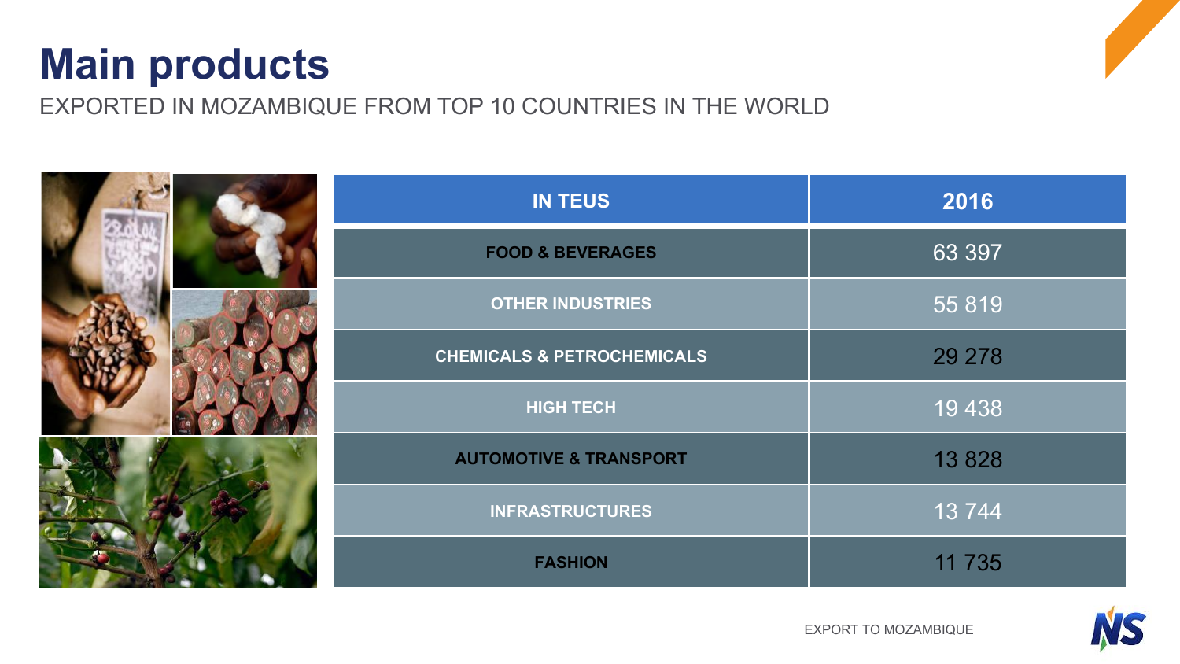# Main products

EXPORTED IN MOZAMBIQUE FROM TOP 10 COUNTRIES IN THE WORLD

| IN TEUS | 2016 |
| --- | --- |
| FOOD & BEVERAGES | 63 397 |
| OTHER INDUSTRIES | 55 819 |
| CHEMICALS & PETROCHEMICALS | 29 278 |
| HIGH TECH | 19 438 |
| AUTOMOTIVE & TRANSPORT | 13 828 |
| INFRASTRUCTURES | 13 744 |
| FASHION | 11 735 |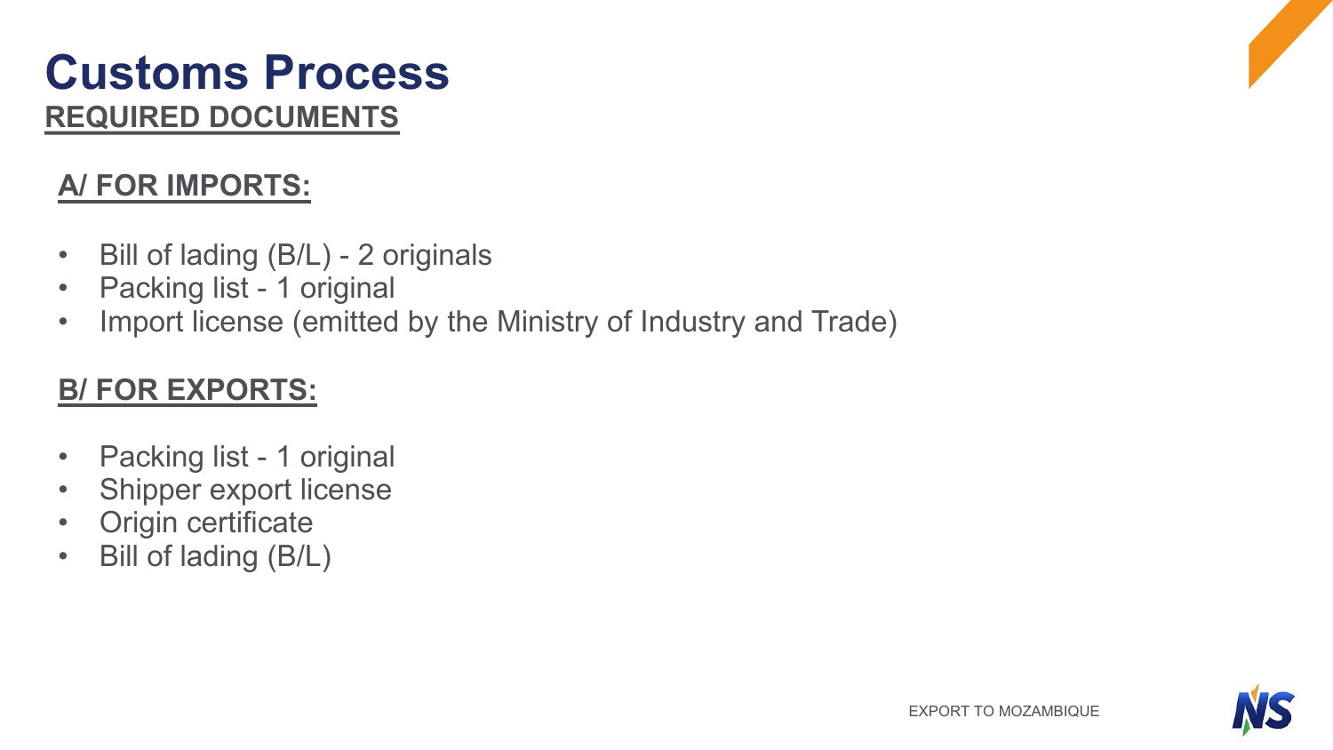# Customs Process

## REQUIRED DOCUMENTS

### A/ FOR IMPORTS:

- Bill of lading (B/L) - 2 originals
- Packing list - 1 original
- Import license (emitted by the Ministry of Industry and Trade)

### B/ FOR EXPORTS:

- Packing list - 1 original
- Shipper export license
- Origin certificate
- Bill of lading (B/L)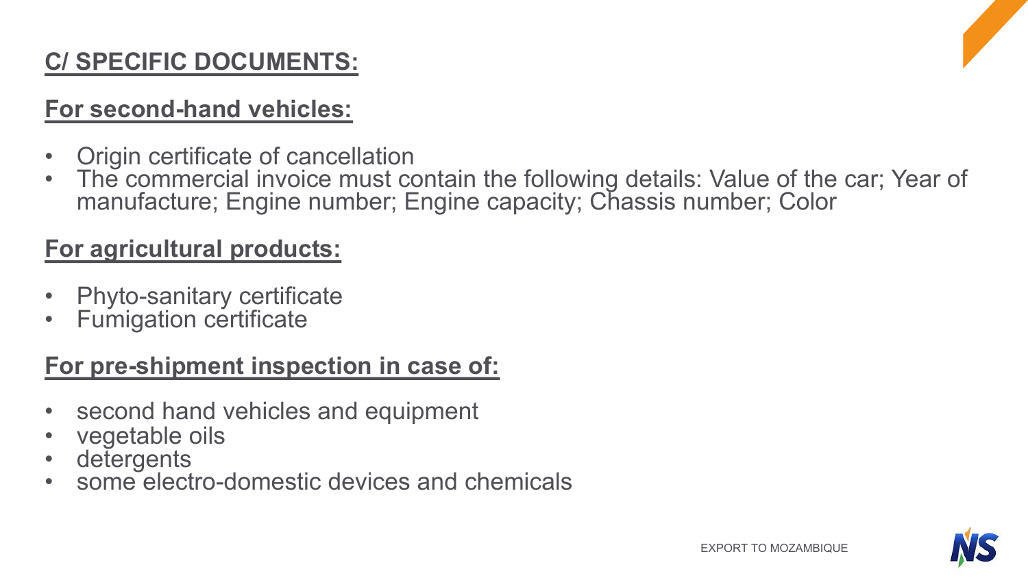## C/ SPECIFIC DOCUMENTS:

### For second-hand vehicles:

- Origin certificate of cancellation
- The commercial invoice must contain the following details: Value of the car; Year of manufacture; Engine number; Engine capacity; Chassis number; Color

### For agricultural products:

- Phyto-sanitary certificate
- Fumigation certificate

### For pre-shipment inspection in case of:

- second hand vehicles and equipment
- vegetable oils
- detergents
- some electro-domestic devices and chemicals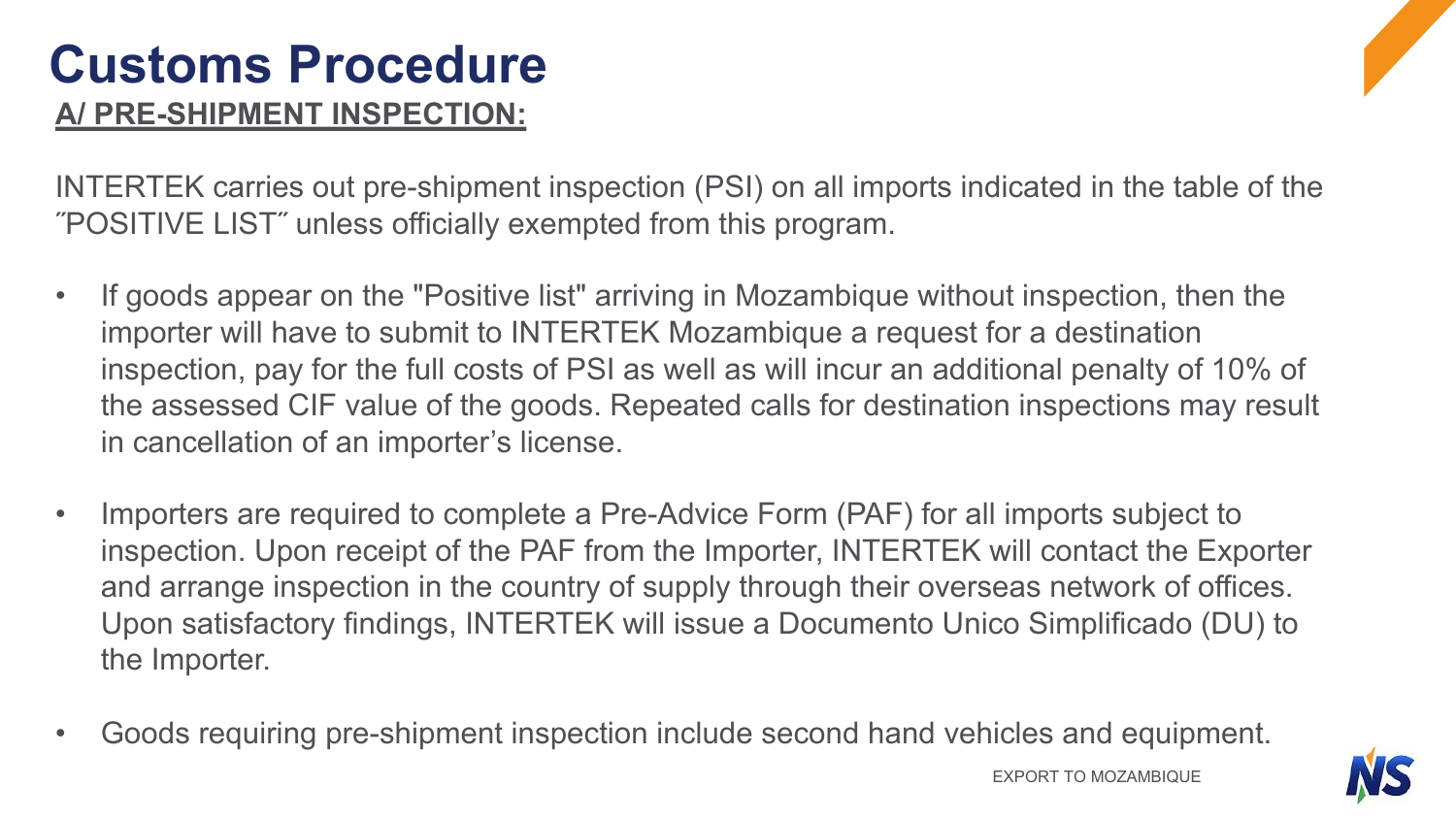# Customs Procedure

## A/ PRE-SHIPMENT INSPECTION:

INTERTEK carries out pre-shipment inspection (PSI) on all imports indicated in the table of the ˝POSITIVE LIST˝ unless officially exempted from this program.

- If goods appear on the "Positive list" arriving in Mozambique without inspection, then the importer will have to submit to INTERTEK Mozambique a request for a destination inspection, pay for the full costs of PSI as well as will incur an additional penalty of 10% of the assessed CIF value of the goods. Repeated calls for destination inspections may result in cancellation of an importer's license.
- Importers are required to complete a Pre-Advice Form (PAF) for all imports subject to inspection. Upon receipt of the PAF from the Importer, INTERTEK will contact the Exporter and arrange inspection in the country of supply through their overseas network of offices. Upon satisfactory findings, INTERTEK will issue a Documento Unico Simplificado (DU) to the Importer.
- Goods requiring pre-shipment inspection include second hand vehicles and equipment.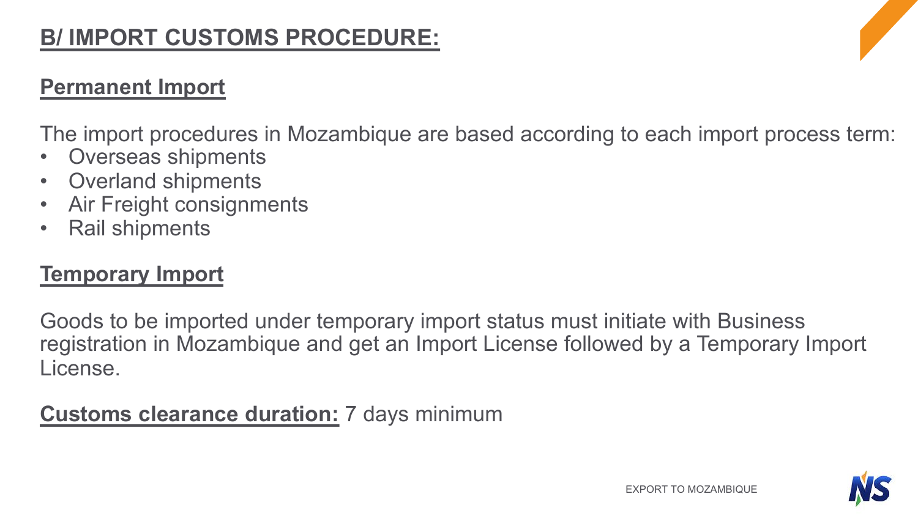# B/ IMPORT CUSTOMS PROCEDURE:

## Permanent Import

The import procedures in Mozambique are based according to each import process term:

- Overseas shipments
- Overland shipments
- Air Freight consignments
- Rail shipments

## Temporary Import

Goods to be imported under temporary import status must initiate with Business registration in Mozambique and get an Import License followed by a Temporary Import License.

**Customs clearance duration:** 7 days minimum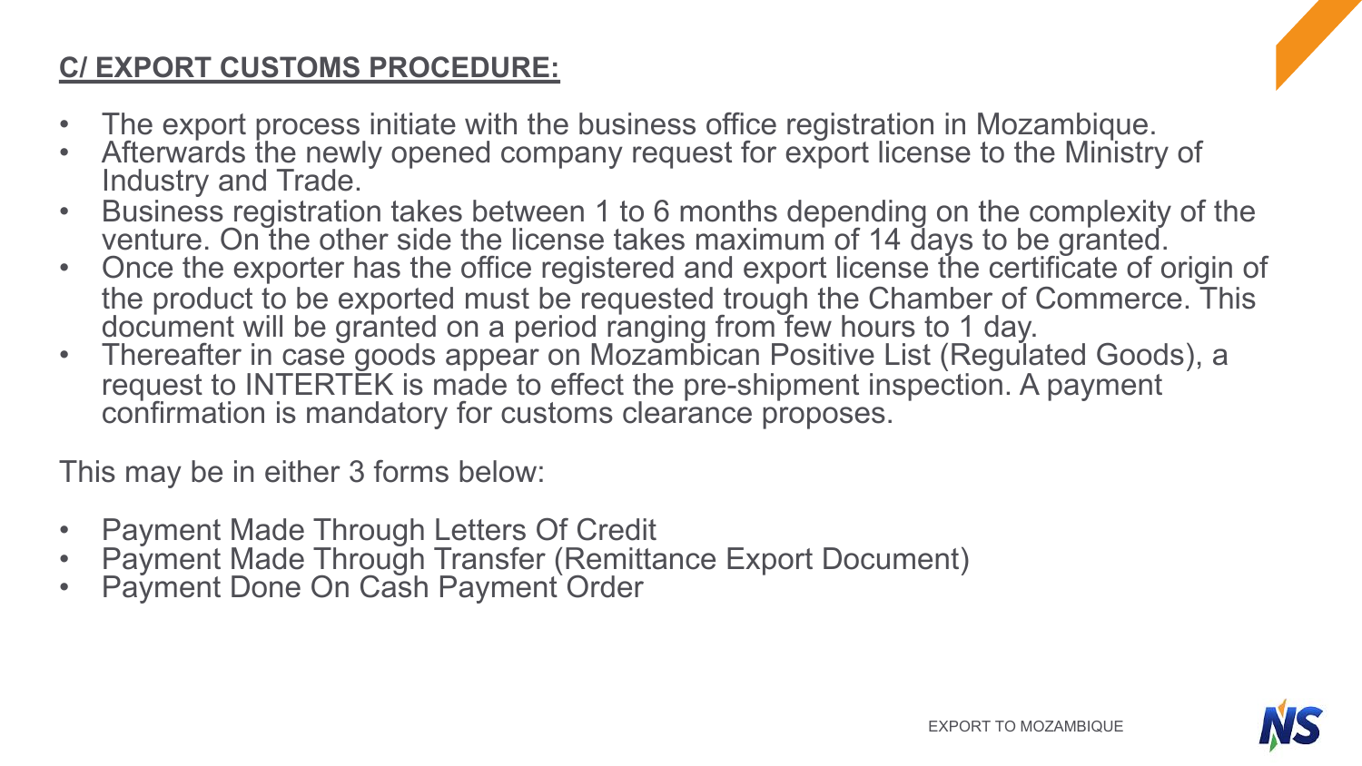## C/ EXPORT CUSTOMS PROCEDURE:

- The export process initiate with the business office registration in Mozambique.
- Afterwards the newly opened company request for export license to the Ministry of Industry and Trade.
- Business registration takes between 1 to 6 months depending on the complexity of the venture. On the other side the license takes maximum of 14 days to be granted.
- Once the exporter has the office registered and export license the certificate of origin of the product to be exported must be requested trough the Chamber of Commerce. This document will be granted on a period ranging from few hours to 1 day.
- Thereafter in case goods appear on Mozambican Positive List (Regulated Goods), a request to INTERTEK is made to effect the pre-shipment inspection. A payment confirmation is mandatory for customs clearance proposes.

This may be in either 3 forms below:

- Payment Made Through Letters Of Credit
- Payment Made Through Transfer (Remittance Export Document)
- Payment Done On Cash Payment Order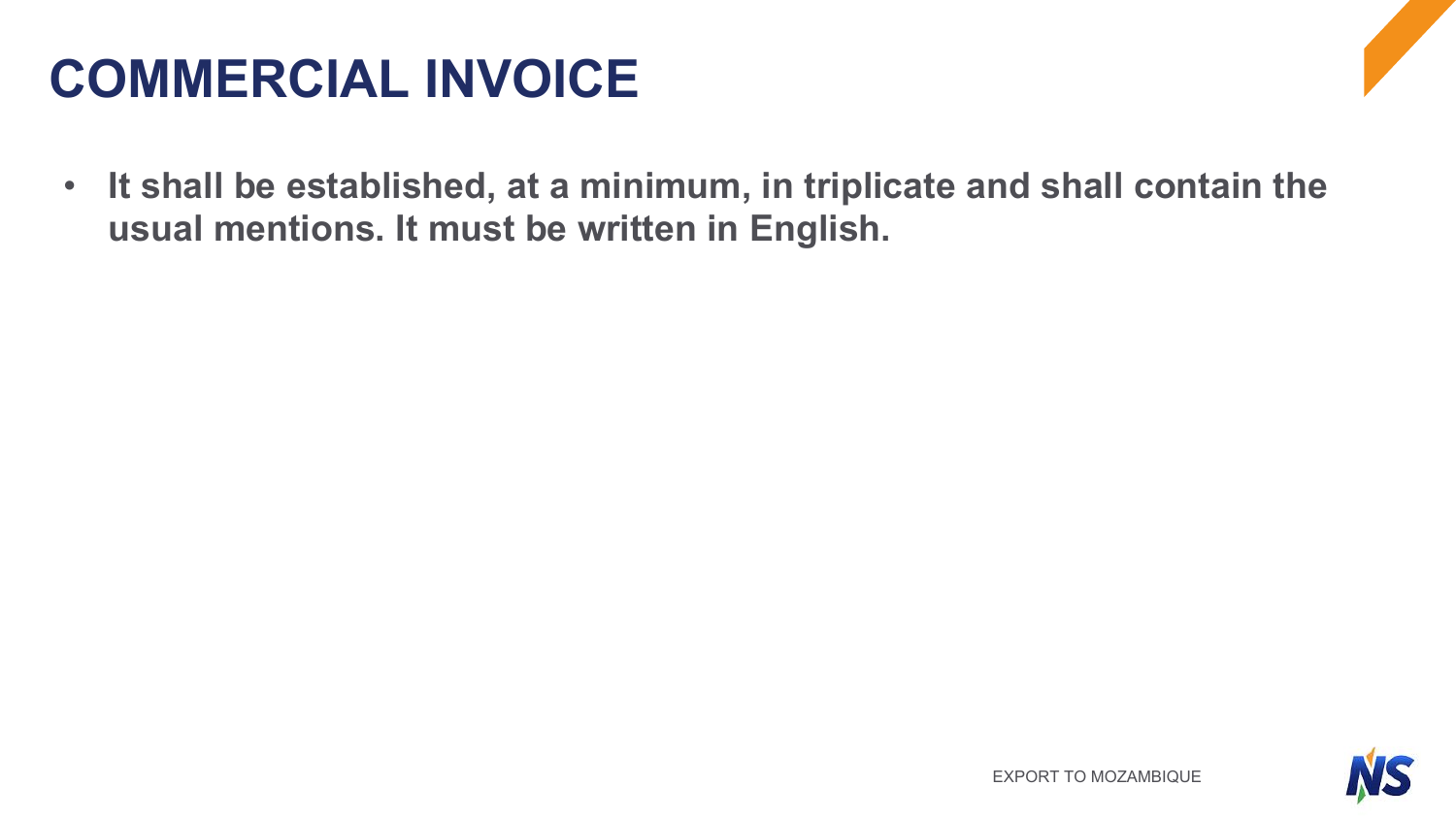# COMMERCIAL INVOICE

- **It shall be established, at a minimum, in triplicate and shall contain the usual mentions. It must be written in English.**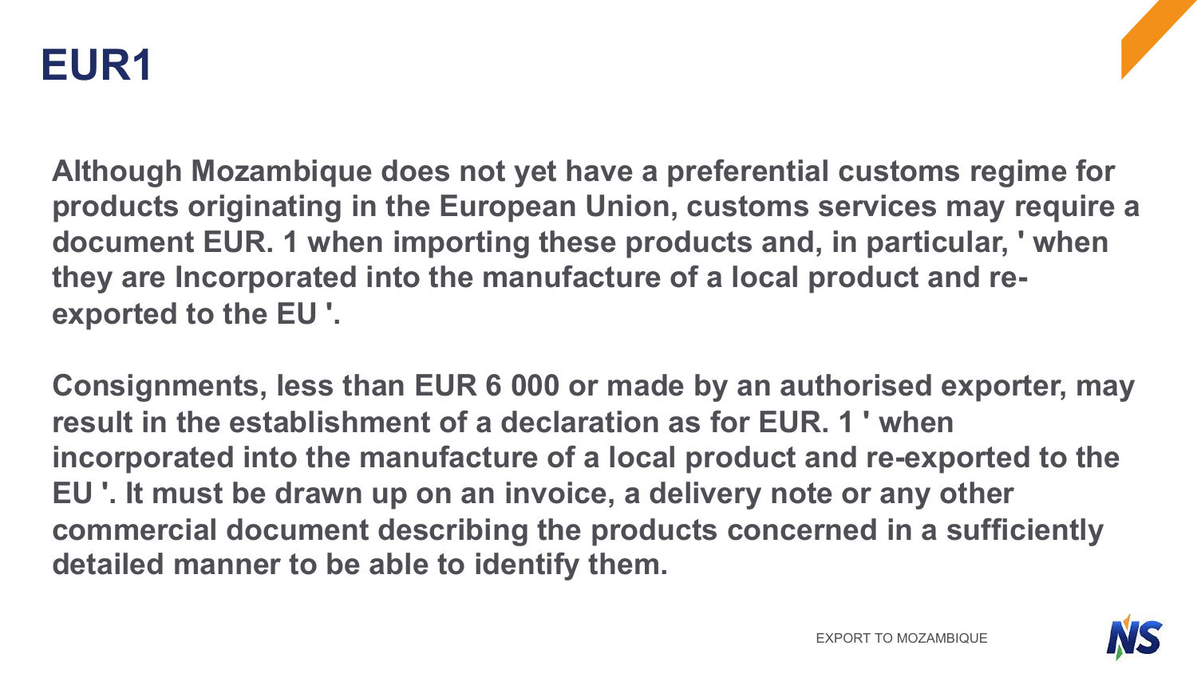# EUR1

Although Mozambique does not yet have a preferential customs regime for products originating in the European Union, customs services may require a document EUR. 1 when importing these products and, in particular, ' when they are Incorporated into the manufacture of a local product and re-exported to the EU '.

Consignments, less than EUR 6 000 or made by an authorised exporter, may result in the establishment of a declaration as for EUR. 1 ' when incorporated into the manufacture of a local product and re-exported to the EU '. It must be drawn up on an invoice, a delivery note or any other commercial document describing the products concerned in a sufficiently detailed manner to be able to identify them.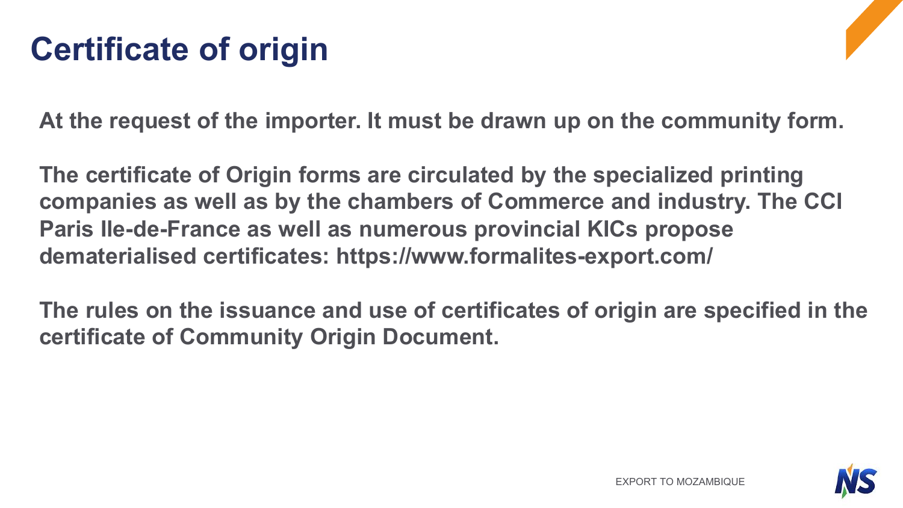# Certificate of origin

**At the request of the importer. It must be drawn up on the community form.**

**The certificate of Origin forms are circulated by the specialized printing companies as well as by the chambers of Commerce and industry. The CCI Paris Ile-de-France as well as numerous provincial KICs propose dematerialised certificates: https://www.formalites-export.com/**

**The rules on the issuance and use of certificates of origin are specified in the certificate of Community Origin Document.**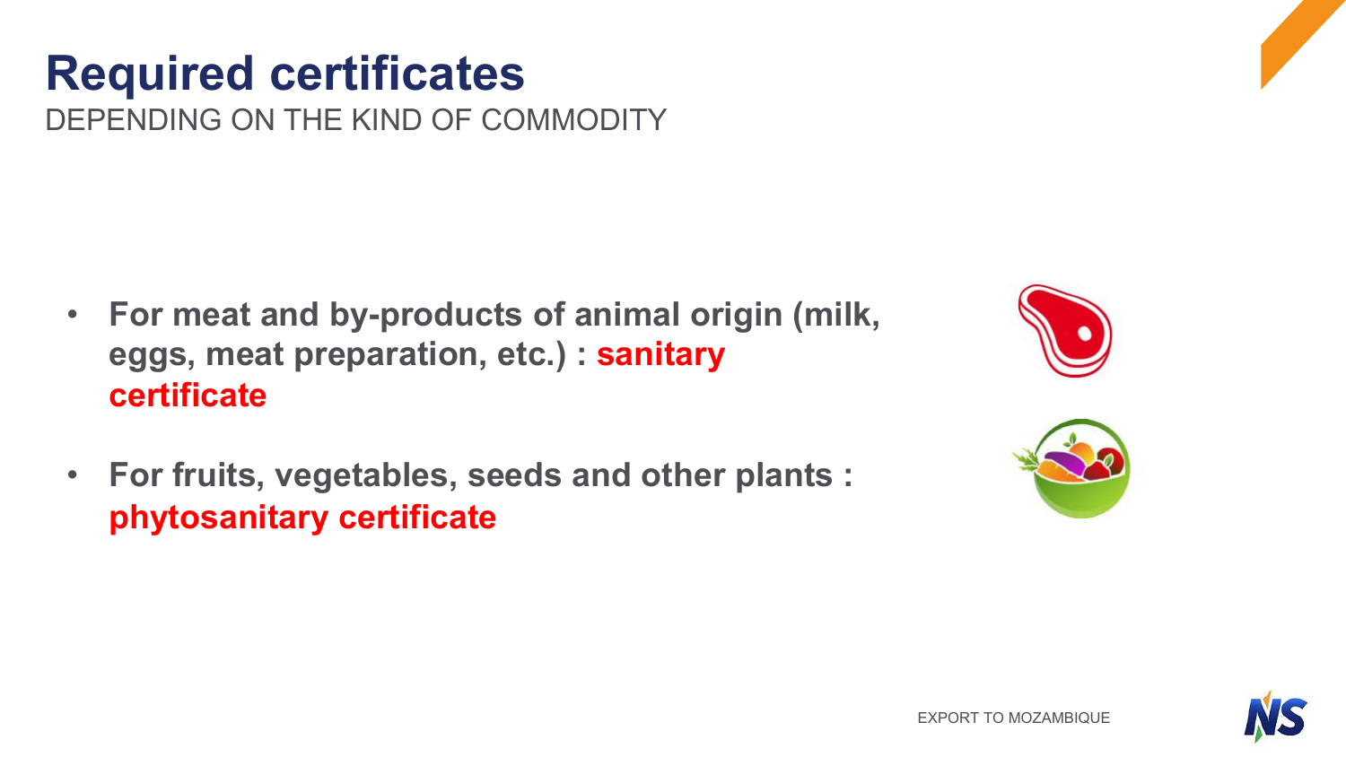# Required certificates

DEPENDING ON THE KIND OF COMMODITY

- **For meat and by-products of animal origin (milk, eggs, meat preparation, etc.) : sanitary certificate**
- **For fruits, vegetables, seeds and other plants : phytosanitary certificate**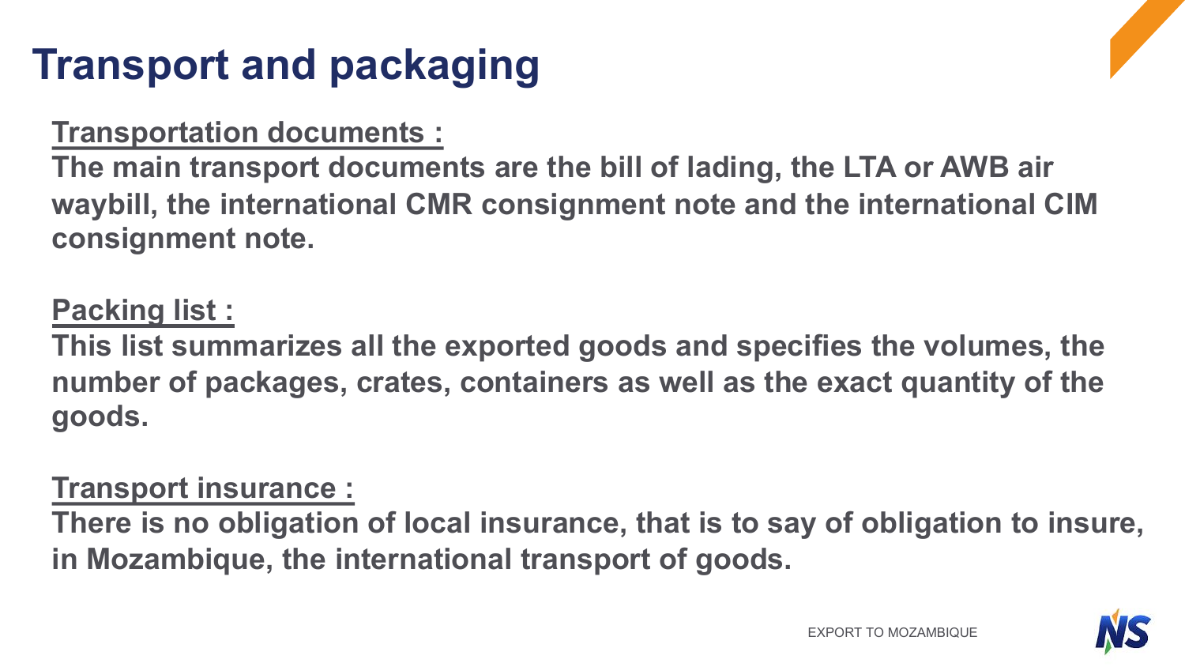# Transport and packaging

**Transportation documents :**

**The main transport documents are the bill of lading, the LTA or AWB air waybill, the international CMR consignment note and the international CIM consignment note.**

**Packing list :**

**This list summarizes all the exported goods and specifies the volumes, the number of packages, crates, containers as well as the exact quantity of the goods.**

**Transport insurance :**

**There is no obligation of local insurance, that is to say of obligation to insure, in Mozambique, the international transport of goods.**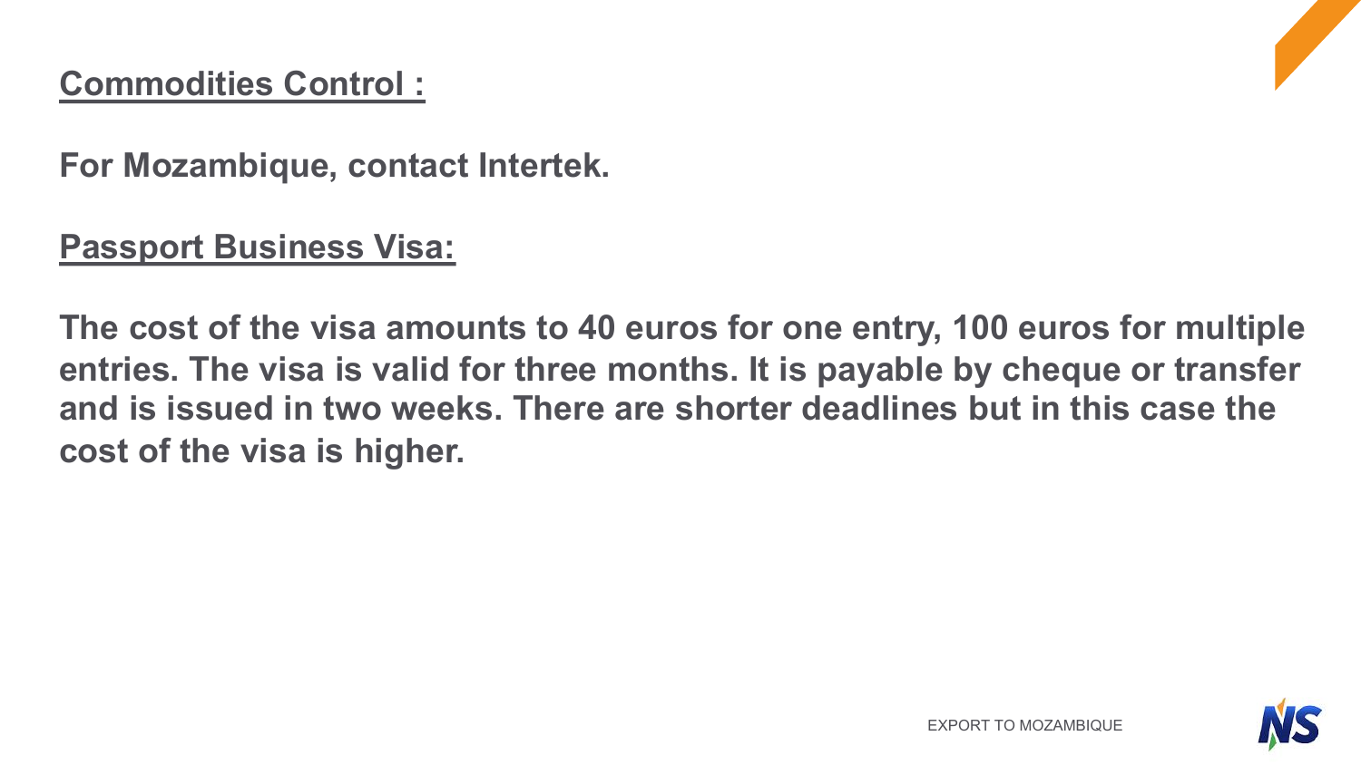**Commodities Control :**

**For Mozambique, contact Intertek.**

**Passport Business Visa:**

**The cost of the visa amounts to 40 euros for one entry, 100 euros for multiple entries. The visa is valid for three months. It is payable by cheque or transfer and is issued in two weeks. There are shorter deadlines but in this case the cost of the visa is higher.**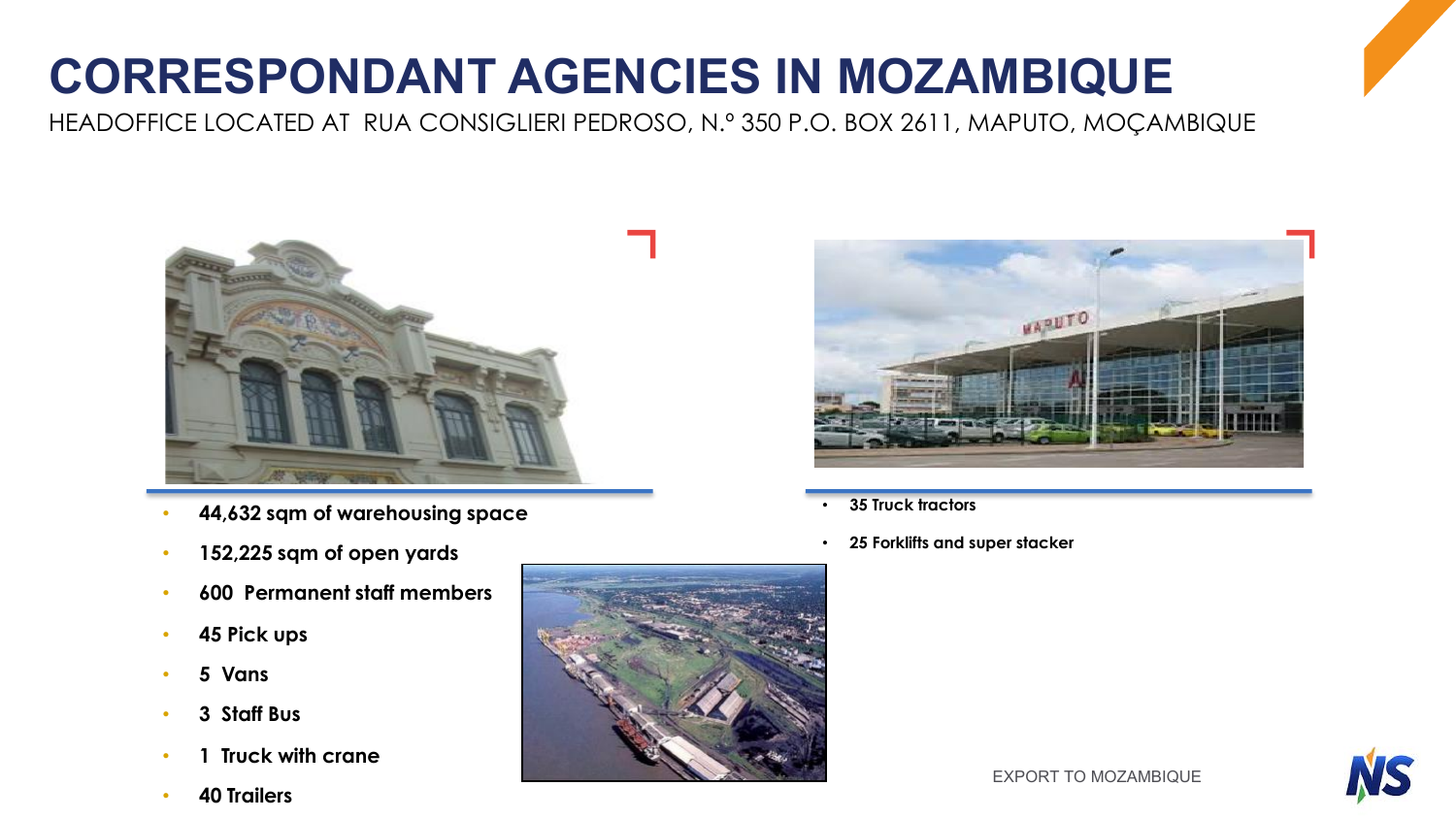# CORRESPONDANT AGENCIES IN MOZAMBIQUE

HEADOFFICE LOCATED AT RUA CONSIGLIERI PEDROSO, N.º 350 P.O. BOX 2611, MAPUTO, MOÇAMBIQUE

- **44,632 sqm of warehousing space**
- **152,225 sqm of open yards**
- **600 Permanent staff members**
- **45 Pick ups**
- **5 Vans**
- **3 Staff Bus**
- **1 Truck with crane**
- **40 Trailers**

- **35 Truck tractors**
- **25 Forklifts and super stacker**

EXPORT TO MOZAMBIQUE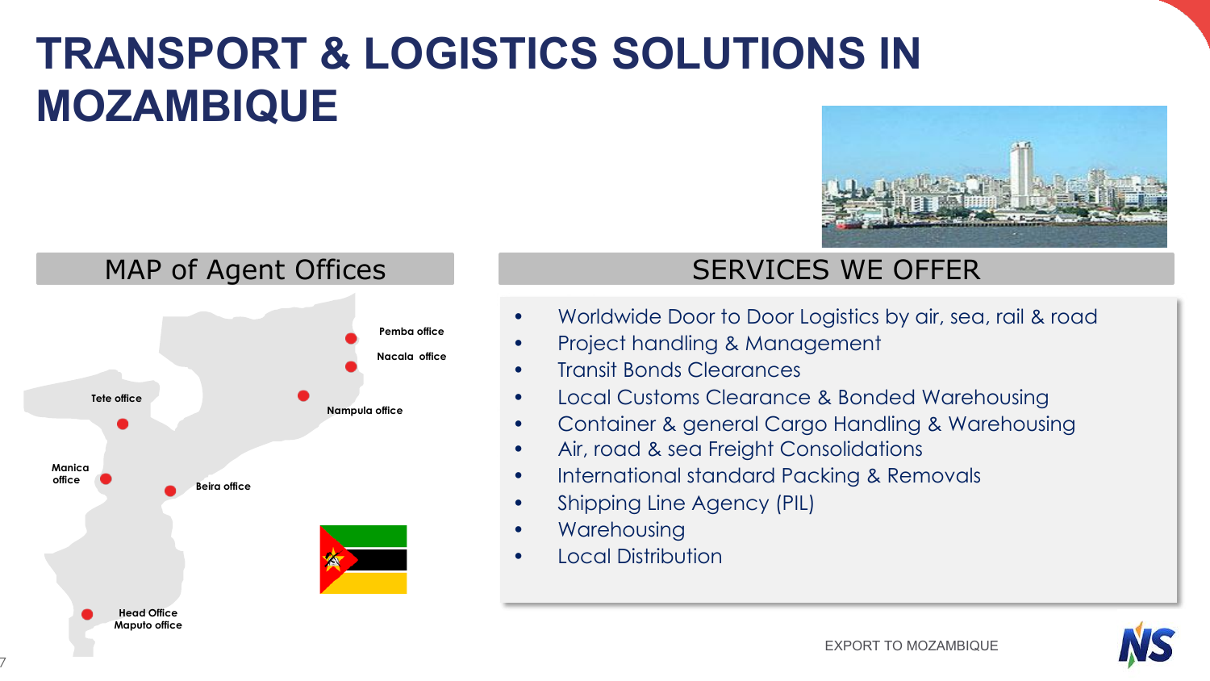# TRANSPORT & LOGISTICS SOLUTIONS IN MOZAMBIQUE

## MAP of Agent Offices

Pemba office

Nacala office

Tete office

Nampula office

Manica office

Beira office

Head Office
Maputo office

## SERVICES WE OFFER

- Worldwide Door to Door Logistics by air, sea, rail & road
- Project handling & Management
- Transit Bonds Clearances
- Local Customs Clearance & Bonded Warehousing
- Container & general Cargo Handling & Warehousing
- Air, road & sea Freight Consolidations
- International standard Packing & Removals
- Shipping Line Agency (PIL)
- Warehousing
- Local Distribution

EXPORT TO MOZAMBIQUE